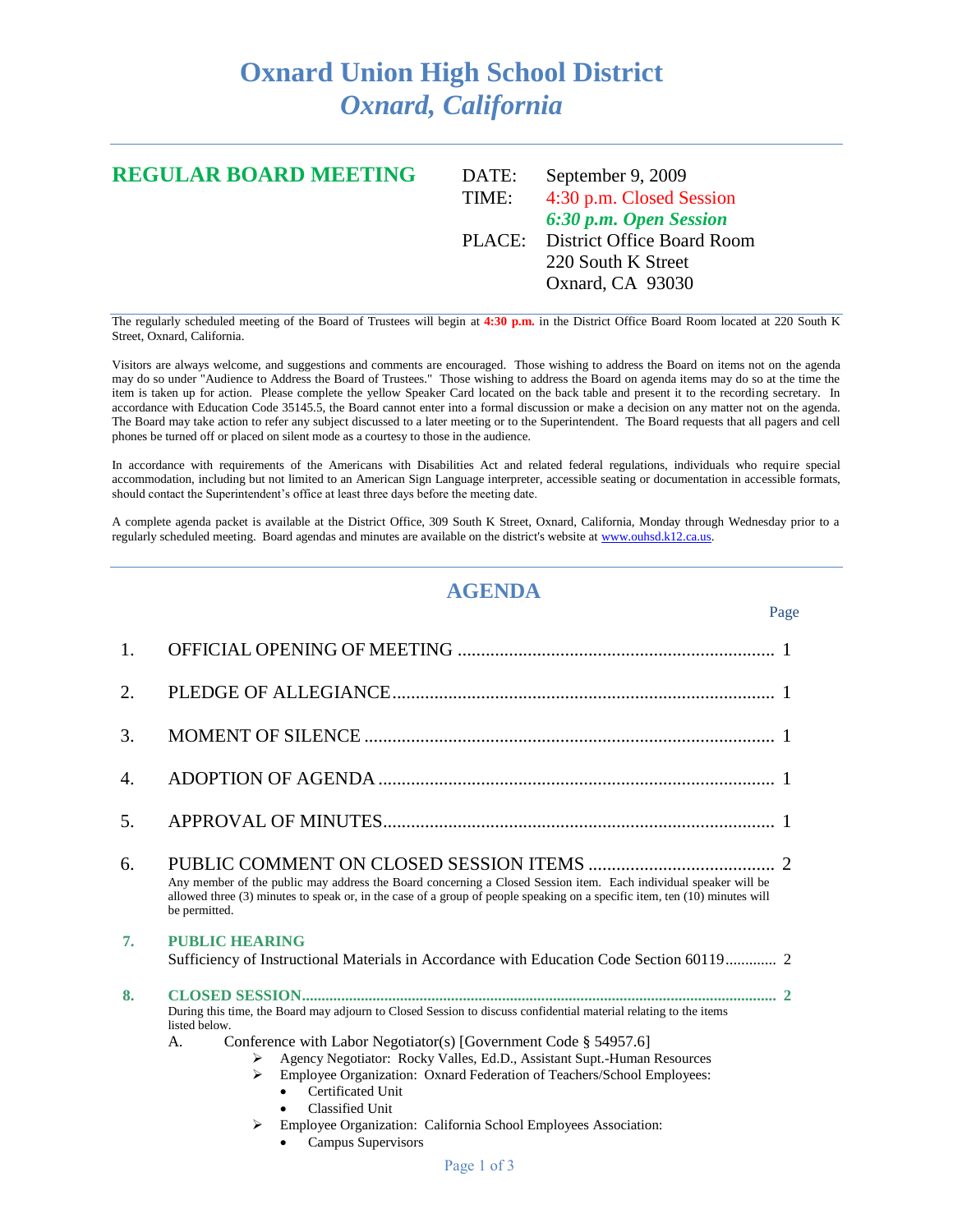# Oxnard Union High School District
## *Oxnard, California*

---

## REGULAR BOARD MEETING

| | |
|---|---|
| DATE: | September 9, 2009 |
| TIME: | 4:30 p.m. Closed Session |
| | ***6:30 p.m. Open Session*** |
| PLACE: | District Office Board Room |
| | 220 South K Street |
| | Oxnard, CA 93030 |

---

The regularly scheduled meeting of the Board of Trustees will begin at **4:30 p.m.** in the District Office Board Room located at 220 South K Street, Oxnard, California.

Visitors are always welcome, and suggestions and comments are encouraged. Those wishing to address the Board on items not on the agenda may do so under "Audience to Address the Board of Trustees." Those wishing to address the Board on agenda items may do so at the time the item is taken up for action. Please complete the yellow Speaker Card located on the back table and present it to the recording secretary. In accordance with Education Code 35145.5, the Board cannot enter into a formal discussion or make a decision on any matter not on the agenda. The Board may take action to refer any subject discussed to a later meeting or to the Superintendent. The Board requests that all pagers and cell phones be turned off or placed on silent mode as a courtesy to those in the audience.

In accordance with requirements of the Americans with Disabilities Act and related federal regulations, individuals who require special accommodation, including but not limited to an American Sign Language interpreter, accessible seating or documentation in accessible formats, should contact the Superintendent's office at least three days before the meeting date.

A complete agenda packet is available at the District Office, 309 South K Street, Oxnard, California, Monday through Wednesday prior to a regularly scheduled meeting. Board agendas and minutes are available on the district's website at www.ouhsd.k12.ca.us.

---

## AGENDA

| | | Page |
|---|---|---|
| 1. | OFFICIAL OPENING OF MEETING | 1 |
| 2. | PLEDGE OF ALLEGIANCE | 1 |
| 3. | MOMENT OF SILENCE | 1 |
| 4. | ADOPTION OF AGENDA | 1 |
| 5. | APPROVAL OF MINUTES | 1 |
| 6. | PUBLIC COMMENT ON CLOSED SESSION ITEMS | 2 |

Any member of the public may address the Board concerning a Closed Session item. Each individual speaker will be allowed three (3) minutes to speak or, in the case of a group of people speaking on a specific item, ten (10) minutes will be permitted.

**7. PUBLIC HEARING**

Sufficiency of Instructional Materials in Accordance with Education Code Section 60119 ............. 2

**8. CLOSED SESSION ............ 2**

During this time, the Board may adjourn to Closed Session to discuss confidential material relating to the items listed below.

A. Conference with Labor Negotiator(s) [Government Code § 54957.6]
- Agency Negotiator: Rocky Valles, Ed.D., Assistant Supt.-Human Resources
- Employee Organization: Oxnard Federation of Teachers/School Employees:
  - Certificated Unit
  - Classified Unit
- Employee Organization: California School Employees Association:
  - Campus Supervisors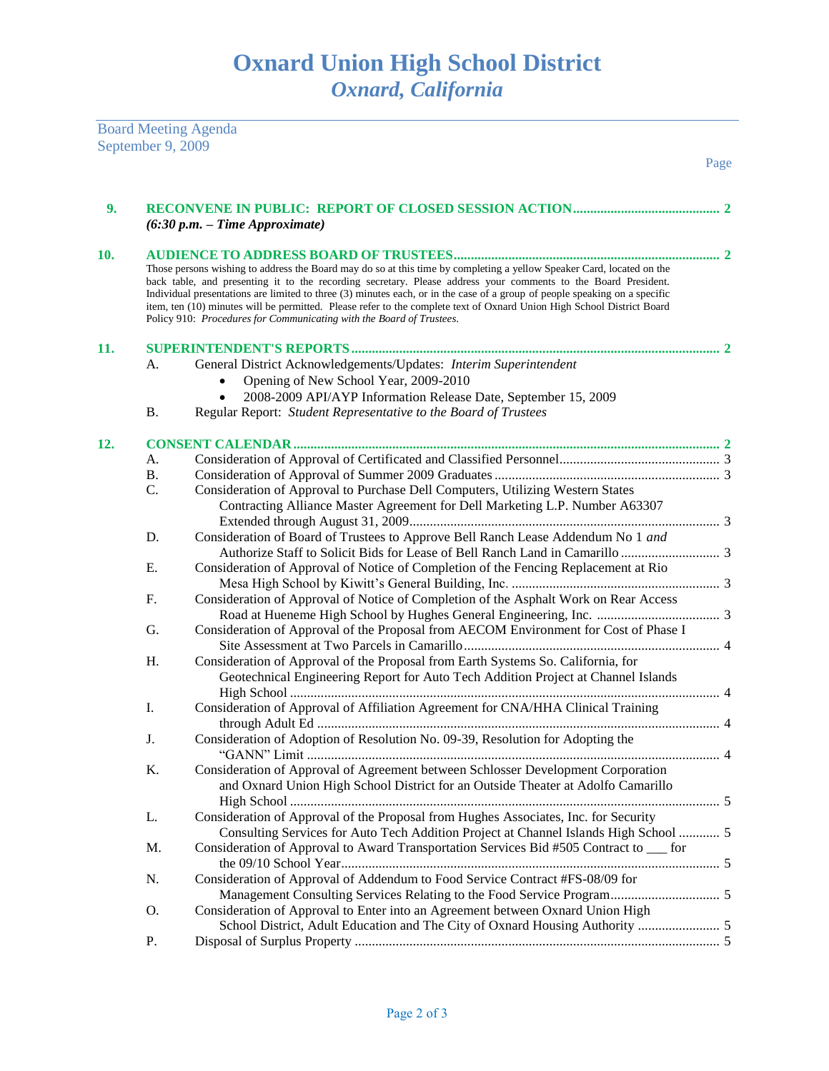# Oxnard Union High School District
## *Oxnard, California*

Board Meeting Agenda
September 9, 2009

Page

**9. RECONVENE IN PUBLIC: REPORT OF CLOSED SESSION ACTION .......... 2**
***(6:30 p.m. – Time Approximate)***

**10. AUDIENCE TO ADDRESS BOARD OF TRUSTEES .......... 2**
Those persons wishing to address the Board may do so at this time by completing a yellow Speaker Card, located on the back table, and presenting it to the recording secretary. Please address your comments to the Board President. Individual presentations are limited to three (3) minutes each, or in the case of a group of people speaking on a specific item, ten (10) minutes will be permitted. Please refer to the complete text of Oxnard Union High School District Board Policy 910: *Procedures for Communicating with the Board of Trustees.*

**11. SUPERINTENDENT'S REPORTS .......... 2**

A. General District Acknowledgements/Updates: *Interim Superintendent*
- Opening of New School Year, 2009-2010
- 2008-2009 API/AYP Information Release Date, September 15, 2009

B. Regular Report: *Student Representative to the Board of Trustees*

**12. CONSENT CALENDAR .......... 2**

A. Consideration of Approval of Certificated and Classified Personnel .......... 3

B. Consideration of Approval of Summer 2009 Graduates .......... 3

C. Consideration of Approval to Purchase Dell Computers, Utilizing Western States Contracting Alliance Master Agreement for Dell Marketing L.P. Number A63307 Extended through August 31, 2009 .......... 3

D. Consideration of Board of Trustees to Approve Bell Ranch Lease Addendum No 1 *and* Authorize Staff to Solicit Bids for Lease of Bell Ranch Land in Camarillo .......... 3

E. Consideration of Approval of Notice of Completion of the Fencing Replacement at Rio Mesa High School by Kiwitt's General Building, Inc. .......... 3

F. Consideration of Approval of Notice of Completion of the Asphalt Work on Rear Access Road at Hueneme High School by Hughes General Engineering, Inc. .......... 3

G. Consideration of Approval of the Proposal from AECOM Environment for Cost of Phase I Site Assessment at Two Parcels in Camarillo .......... 4

H. Consideration of Approval of the Proposal from Earth Systems So. California, for Geotechnical Engineering Report for Auto Tech Addition Project at Channel Islands High School .......... 4

I. Consideration of Approval of Affiliation Agreement for CNA/HHA Clinical Training through Adult Ed .......... 4

J. Consideration of Adoption of Resolution No. 09-39, Resolution for Adopting the "GANN" Limit .......... 4

K. Consideration of Approval of Agreement between Schlosser Development Corporation and Oxnard Union High School District for an Outside Theater at Adolfo Camarillo High School .......... 5

L. Consideration of Approval of the Proposal from Hughes Associates, Inc. for Security Consulting Services for Auto Tech Addition Project at Channel Islands High School .......... 5

M. Consideration of Approval to Award Transportation Services Bid #505 Contract to ___ for the 09/10 School Year .......... 5

N. Consideration of Approval of Addendum to Food Service Contract #FS-08/09 for Management Consulting Services Relating to the Food Service Program .......... 5

O. Consideration of Approval to Enter into an Agreement between Oxnard Union High School District, Adult Education and The City of Oxnard Housing Authority .......... 5

P. Disposal of Surplus Property .......... 5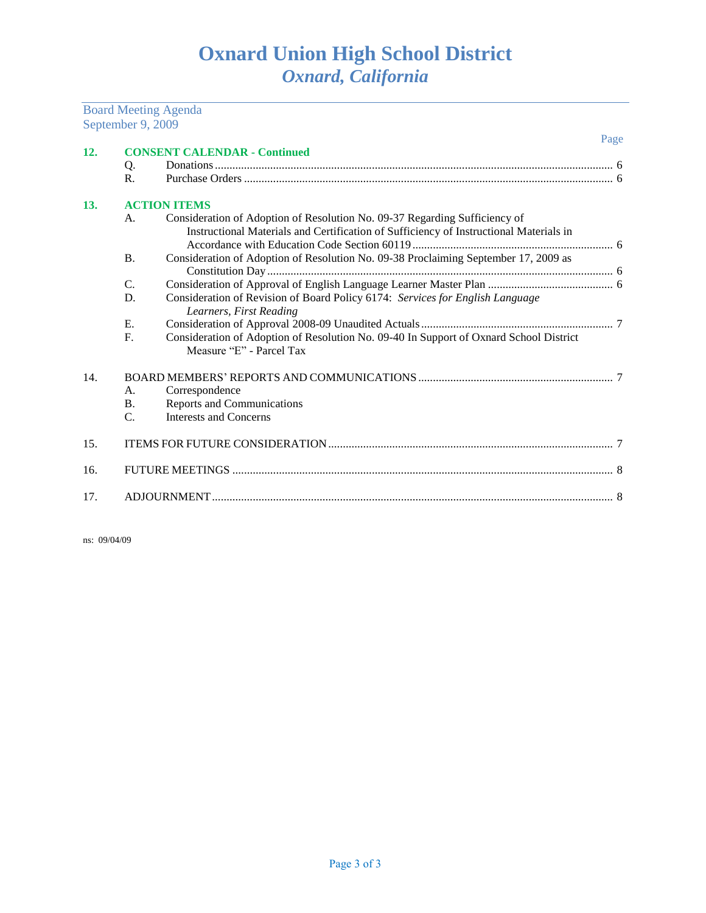# Oxnard Union High School District
## *Oxnard, California*

Board Meeting Agenda
September 9, 2009

Page

**12. CONSENT CALENDAR - Continued**

- Q. Donations ........................................ 6
- R. Purchase Orders ........................................ 6

**13. ACTION ITEMS**

- A. Consideration of Adoption of Resolution No. 09-37 Regarding Sufficiency of Instructional Materials and Certification of Sufficiency of Instructional Materials in Accordance with Education Code Section 60119 ........................................ 6
- B. Consideration of Adoption of Resolution No. 09-38 Proclaiming September 17, 2009 as Constitution Day ........................................ 6
- C. Consideration of Approval of English Language Learner Master Plan ........................................ 6
- D. Consideration of Revision of Board Policy 6174: *Services for English Language Learners, First Reading*
- E. Consideration of Approval 2008-09 Unaudited Actuals ........................................ 7
- F. Consideration of Adoption of Resolution No. 09-40 In Support of Oxnard School District Measure "E" - Parcel Tax

14. BOARD MEMBERS' REPORTS AND COMMUNICATIONS ........................................ 7

- A. Correspondence
- B. Reports and Communications
- C. Interests and Concerns

15. ITEMS FOR FUTURE CONSIDERATION ........................................ 7

16. FUTURE MEETINGS ........................................ 8

17. ADJOURNMENT ........................................ 8

ns: 09/04/09